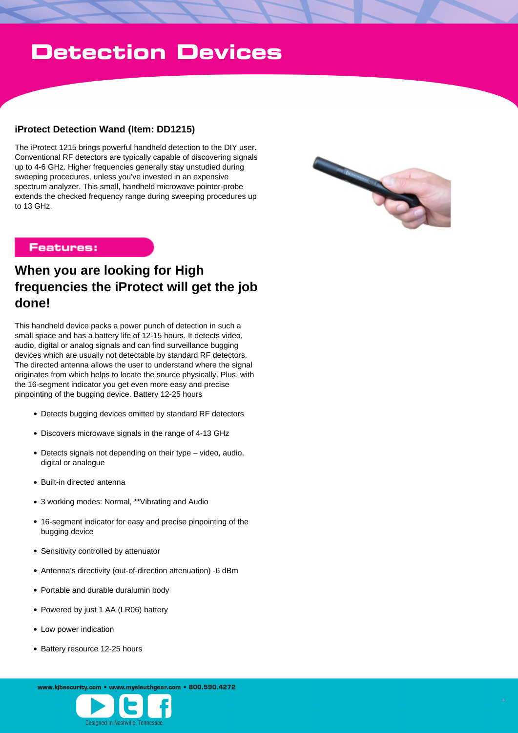# Detection Devices

### iProtect Detection Wand (Item: DD1215)

The iProtect 1215 brings powerful handheld detection to the DIY user. Conventional RF detectors are typically capable of discovering signals up to 4-6 GHz. Higher frequencies generally stay unstudied during sweeping procedures, unless you've invested in an expensive spectrum analyzer. This small, handheld microwave pointer-probe extends the checked frequency range during sweeping procedures up to 13 GHz.

**Features:**

## When you are looking for High frequencies the iProtect will get the job done!

This handheld device packs a power punch of detection in such a small space and has a battery life of 12-15 hours. It detects video, audio, digital or analog signals and can find surveillance bugging devices which are usually not detectable by standard RF detectors. The directed antenna allows the user to understand where the signal originates from which helps to locate the source physically. Plus, with the 16-segment indicator you get even more easy and precise pinpointing of the bugging device. Battery 12-25 hours

- Detects bugging devices omitted by standard RF detectors
- Discovers microwave signals in the range of 4-13 GHz
- Detects signals not depending on their type – video, audio, digital or analogue
- Built-in directed antenna
- 3 working modes: Normal, **Vibrating and Audio
- 16-segment indicator for easy and precise pinpointing of the bugging device
- Sensitivity controlled by attenuator
- Antenna's directivity (out-of-direction attenuation) -6 dBm
- Portable and durable duralumin body
- Powered by just 1 AA (LR06) battery
- Low power indication
- Battery resource 12-25 hours

www.kjbsecurity.com • www.mysleuthgear.com • 800.590.4272

Designed in Nashville, Tennessee.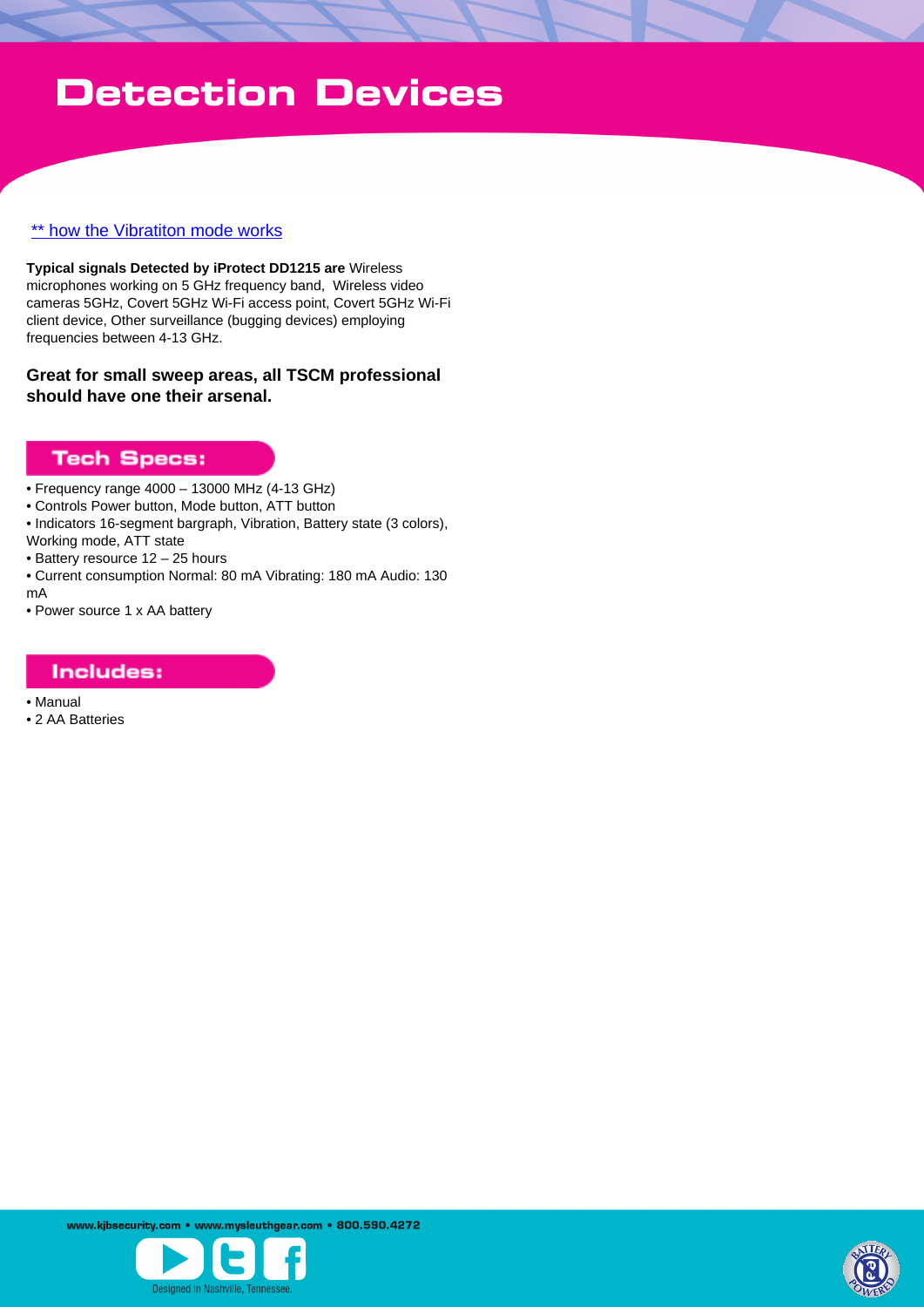# Detection Devices

[** how the Vibratiton mode works]

**Typical signals Detected by iProtect DD1215 are** Wireless microphones working on 5 GHz frequency band, Wireless video cameras 5GHz, Covert 5GHz Wi-Fi access point, Covert 5GHz Wi-Fi client device, Other surveillance (bugging devices) employing frequencies between 4-13 GHz.

**Great for small sweep areas, all TSCM professional should have one their arsenal.**

## Tech Specs:

- Frequency range 4000 – 13000 MHz (4-13 GHz)
- Controls Power button, Mode button, ATT button
- Indicators 16-segment bargraph, Vibration, Battery state (3 colors), Working mode, ATT state
- Battery resource 12 – 25 hours
- Current consumption Normal: 80 mA Vibrating: 180 mA Audio: 130 mA
- Power source 1 x AA battery

## Includes:

- Manual
- 2 AA Batteries

www.kjbsecurity.com • www.mysleuthgear.com • 800.590.4272

Designed in Nashville, Tennessee.